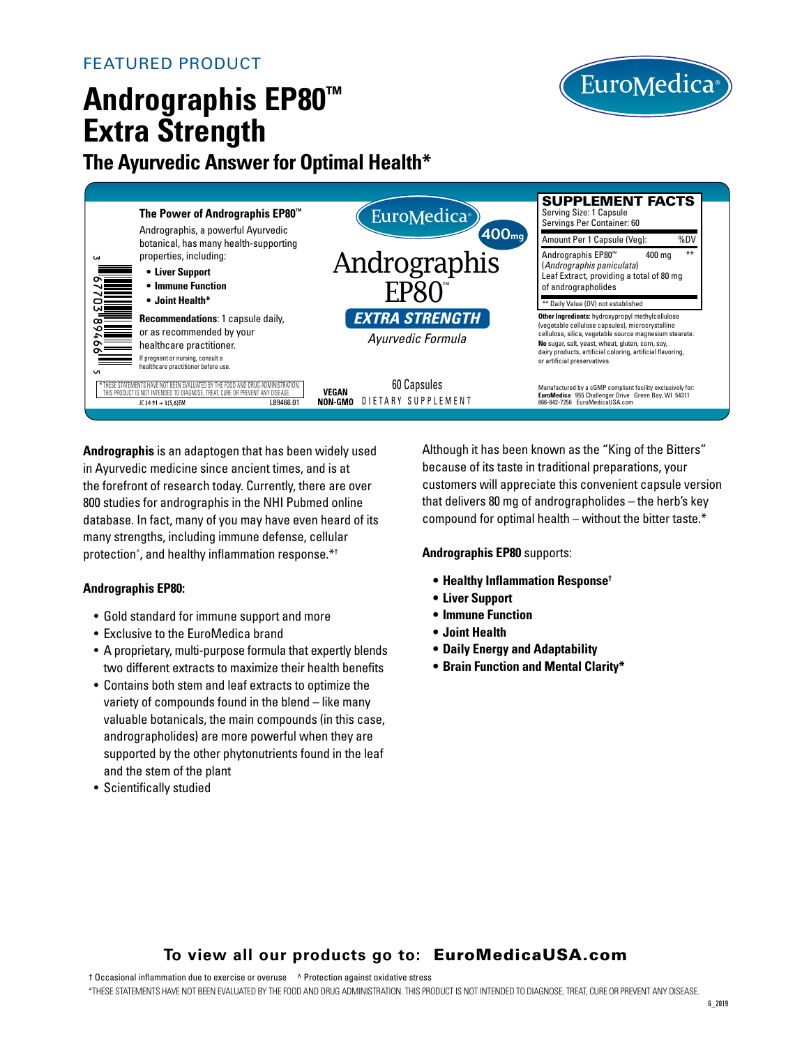FEATURED PRODUCT

# Andrographis EP80™ Extra Strength

EuroMedica®

## The Ayurvedic Answer for Optimal Health*

**The Power of Andrographis EP80™**

Andrographis, a powerful Ayurvedic botanical, has many health-supporting properties, including:

- **Liver Support**
- **Immune Function**
- **Joint Health***

**Recommendations**: 1 capsule daily, or as recommended by your healthcare practitioner.

If pregnant or nursing, consult a healthcare practitioner before use.

3 67703 89466 5

*THESE STATEMENTS HAVE NOT BEEN EVALUATED BY THE FOOD AND DRUG ADMINISTRATION. THIS PRODUCT IS NOT INTENDED TO DIAGNOSE, TREAT, CURE OR PREVENT ANY DISEASE.

JC 34 91 + 3(5,6)EM L89466.01

EuroMedica® 400mg

Andrographis EP80™

**EXTRA STRENGTH**

*Ayurvedic Formula*

VEGAN NON-GMO

60 Capsules

DIETARY SUPPLEMENT

**SUPPLEMENT FACTS**

Serving Size: 1 Capsule
Servings Per Container: 60

| Amount Per 1 Capsule (Veg): | | %DV |
|---|---|---|
| Andrographis EP80™ (*Andrographis paniculata*) Leaf Extract, providing a total of 80 mg of andrographolides | 400 mg | ** |

** Daily Value (DV) not established

**Other Ingredients:** hydroxypropyl methylcellulose (vegetable cellulose capsules), microcrystalline cellulose, silica, vegetable source magnesium stearate.
**No** sugar, salt, yeast, wheat, gluten, corn, soy, dairy products, artificial coloring, artificial flavoring, or artificial preservatives.

Manufactured by a cGMP compliant facility exclusively for:
**EuroMedica** 955 Challenger Drive Green Bay, WI 54311
866-842-7256 EuroMedicaUSA.com

**Andrographis** is an adaptogen that has been widely used in Ayurvedic medicine since ancient times, and is at the forefront of research today. Currently, there are over 800 studies for andrographis in the NHI Pubmed online database. In fact, many of you may have even heard of its many strengths, including immune defense, cellular protection^, and healthy inflammation response.*†

**Andrographis EP80:**

- Gold standard for immune support and more
- Exclusive to the EuroMedica brand
- A proprietary, multi-purpose formula that expertly blends two different extracts to maximize their health benefits
- Contains both stem and leaf extracts to optimize the variety of compounds found in the blend – like many valuable botanicals, the main compounds (in this case, andrographolides) are more powerful when they are supported by the other phytonutrients found in the leaf and the stem of the plant
- Scientifically studied

Although it has been known as the "King of the Bitters" because of its taste in traditional preparations, your customers will appreciate this convenient capsule version that delivers 80 mg of andrographolides – the herb's key compound for optimal health – without the bitter taste.*

**Andrographis EP80** supports:

- **Healthy Inflammation Response†**
- **Liver Support**
- **Immune Function**
- **Joint Health**
- **Daily Energy and Adaptability**
- **Brain Function and Mental Clarity***

**To view all our products go to: EuroMedicaUSA.com**

† Occasional inflammation due to exercise or overuse ^ Protection against oxidative stress

*THESE STATEMENTS HAVE NOT BEEN EVALUATED BY THE FOOD AND DRUG ADMINISTRATION. THIS PRODUCT IS NOT INTENDED TO DIAGNOSE, TREAT, CURE OR PREVENT ANY DISEASE.

6_2019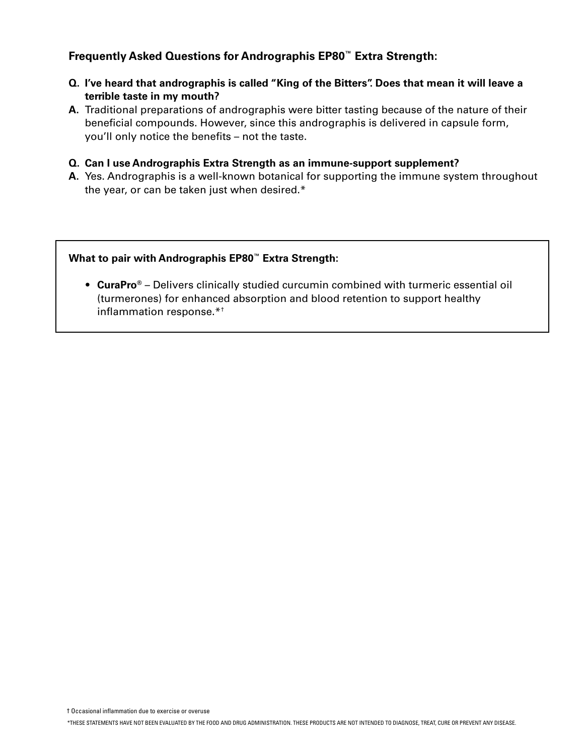## Frequently Asked Questions for Andrographis EP80™ Extra Strength:

**Q. I've heard that andrographis is called "King of the Bitters". Does that mean it will leave a terrible taste in my mouth?**

**A.** Traditional preparations of andrographis were bitter tasting because of the nature of their beneficial compounds. However, since this andrographis is delivered in capsule form, you'll only notice the benefits – not the taste.

**Q. Can I use Andrographis Extra Strength as an immune-support supplement?**

**A.** Yes. Andrographis is a well-known botanical for supporting the immune system throughout the year, or can be taken just when desired.*

### What to pair with Andrographis EP80™ Extra Strength:

- **CuraPro**® – Delivers clinically studied curcumin combined with turmeric essential oil (turmerones) for enhanced absorption and blood retention to support healthy inflammation response.*†

† Occasional inflammation due to exercise or overuse

*THESE STATEMENTS HAVE NOT BEEN EVALUATED BY THE FOOD AND DRUG ADMINISTRATION. THESE PRODUCTS ARE NOT INTENDED TO DIAGNOSE, TREAT, CURE OR PREVENT ANY DISEASE.